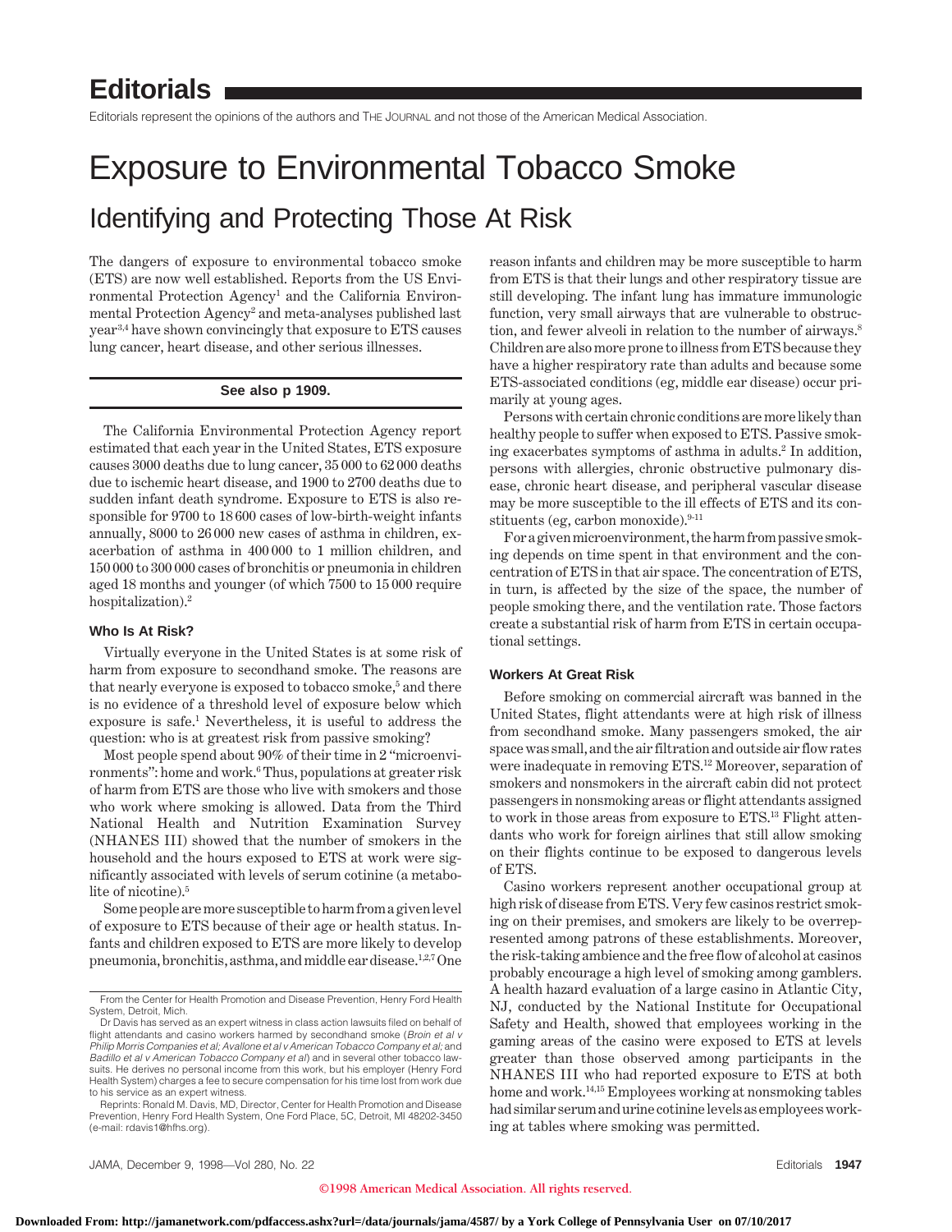# Editorials

Editorials represent the opinions of the authors and THE JOURNAL and not those of the American Medical Association.

# Exposure to Environmental Tobacco Smoke

## Identifying and Protecting Those At Risk

The dangers of exposure to environmental tobacco smoke (ETS) are now well established. Reports from the US Environmental Protection Agency[1] and the California Environmental Protection Agency[2] and meta-analyses published last year[3,4] have shown convincingly that exposure to ETS causes lung cancer, heart disease, and other serious illnesses.

**See also p 1909.**

The California Environmental Protection Agency report estimated that each year in the United States, ETS exposure causes 3000 deaths due to lung cancer, 35 000 to 62 000 deaths due to ischemic heart disease, and 1900 to 2700 deaths due to sudden infant death syndrome. Exposure to ETS is also responsible for 9700 to 18 600 cases of low-birth-weight infants annually, 8000 to 26 000 new cases of asthma in children, exacerbation of asthma in 400 000 to 1 million children, and 150 000 to 300 000 cases of bronchitis or pneumonia in children aged 18 months and younger (of which 7500 to 15 000 require hospitalization).[2]

### Who Is At Risk?

Virtually everyone in the United States is at some risk of harm from exposure to secondhand smoke. The reasons are that nearly everyone is exposed to tobacco smoke,[5] and there is no evidence of a threshold level of exposure below which exposure is safe.[1] Nevertheless, it is useful to address the question: who is at greatest risk from passive smoking?

Most people spend about 90% of their time in 2 "microenvironments": home and work.[6] Thus, populations at greater risk of harm from ETS are those who live with smokers and those who work where smoking is allowed. Data from the Third National Health and Nutrition Examination Survey (NHANES III) showed that the number of smokers in the household and the hours exposed to ETS at work were significantly associated with levels of serum cotinine (a metabolite of nicotine).[5]

Some people are more susceptible to harm from a given level of exposure to ETS because of their age or health status. Infants and children exposed to ETS are more likely to develop pneumonia, bronchitis, asthma, and middle ear disease.[1,2,7] One reason infants and children may be more susceptible to harm from ETS is that their lungs and other respiratory tissue are still developing. The infant lung has immature immunologic function, very small airways that are vulnerable to obstruction, and fewer alveoli in relation to the number of airways.[8] Children are also more prone to illness from ETS because they have a higher respiratory rate than adults and because some ETS-associated conditions (eg, middle ear disease) occur primarily at young ages.

Persons with certain chronic conditions are more likely than healthy people to suffer when exposed to ETS. Passive smoking exacerbates symptoms of asthma in adults.[2] In addition, persons with allergies, chronic obstructive pulmonary disease, chronic heart disease, and peripheral vascular disease may be more susceptible to the ill effects of ETS and its constituents (eg, carbon monoxide).[9-11]

For a given microenvironment, the harm from passive smoking depends on time spent in that environment and the concentration of ETS in that air space. The concentration of ETS, in turn, is affected by the size of the space, the number of people smoking there, and the ventilation rate. Those factors create a substantial risk of harm from ETS in certain occupational settings.

### Workers At Great Risk

Before smoking on commercial aircraft was banned in the United States, flight attendants were at high risk of illness from secondhand smoke. Many passengers smoked, the air space was small, and the air filtration and outside air flow rates were inadequate in removing ETS.[12] Moreover, separation of smokers and nonsmokers in the aircraft cabin did not protect passengers in nonsmoking areas or flight attendants assigned to work in those areas from exposure to ETS.[13] Flight attendants who work for foreign airlines that still allow smoking on their flights continue to be exposed to dangerous levels of ETS.

Casino workers represent another occupational group at high risk of disease from ETS. Very few casinos restrict smoking on their premises, and smokers are likely to be overrepresented among patrons of these establishments. Moreover, the risk-taking ambience and the free flow of alcohol at casinos probably encourage a high level of smoking among gamblers. A health hazard evaluation of a large casino in Atlantic City, NJ, conducted by the National Institute for Occupational Safety and Health, showed that employees working in the gaming areas of the casino were exposed to ETS at levels greater than those observed among participants in the NHANES III who had reported exposure to ETS at both home and work.[14,15] Employees working at nonsmoking tables had similar serum and urine cotinine levels as employees working at tables where smoking was permitted.

---

From the Center for Health Promotion and Disease Prevention, Henry Ford Health System, Detroit, Mich.

Dr Davis has served as an expert witness in class action lawsuits filed on behalf of flight attendants and casino workers harmed by secondhand smoke (*Broin et al v Philip Morris Companies et al; Avallone et al v American Tobacco Company et al;* and *Badillo et al v American Tobacco Company et al*) and in several other tobacco lawsuits. He derives no personal income from this work, but his employer (Henry Ford Health System) charges a fee to secure compensation for his time lost from work due to his service as an expert witness.

Reprints: Ronald M. Davis, MD, Director, Center for Health Promotion and Disease Prevention, Henry Ford Health System, One Ford Place, 5C, Detroit, MI 48202-3450 (e-mail: rdavis1@hfhs.org).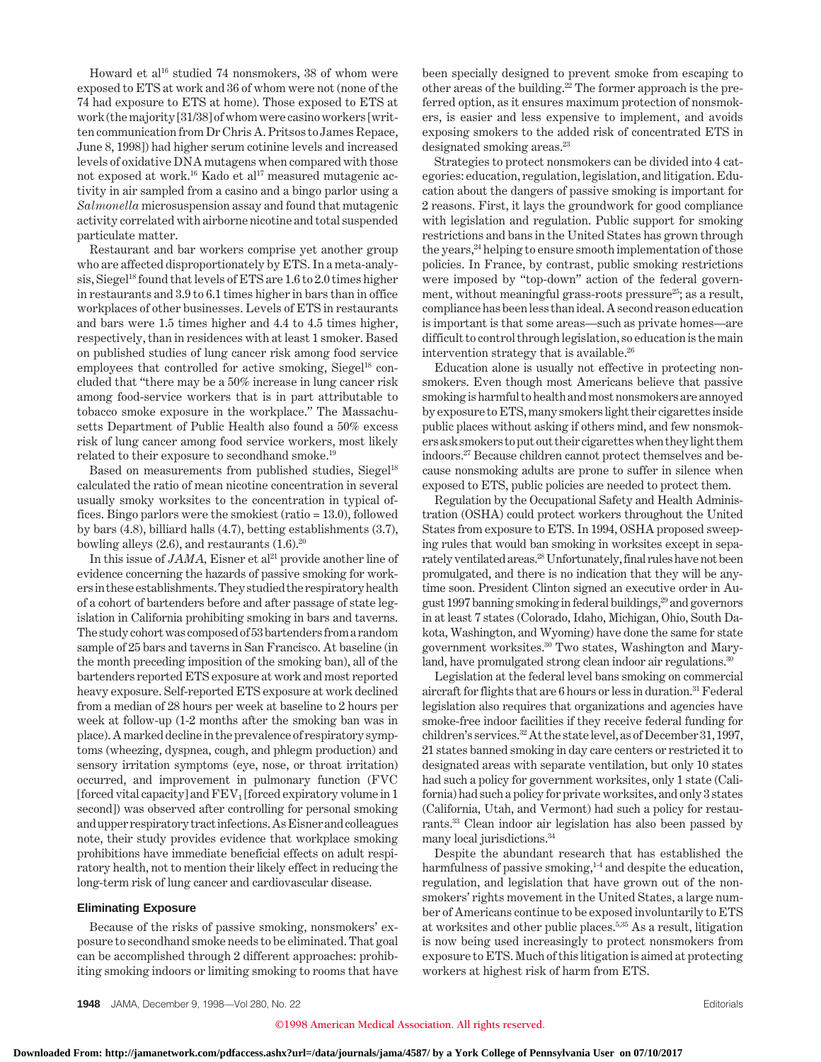Howard et al[16] studied 74 nonsmokers, 38 of whom were exposed to ETS at work and 36 of whom were not (none of the 74 had exposure to ETS at home). Those exposed to ETS at work (the majority [31/38] of whom were casino workers [written communication from Dr Chris A. Pritsos to James Repace, June 8, 1998]) had higher serum cotinine levels and increased levels of oxidative DNA mutagens when compared with those not exposed at work.[16] Kado et al[17] measured mutagenic activity in air sampled from a casino and a bingo parlor using a *Salmonella* microsuspension assay and found that mutagenic activity correlated with airborne nicotine and total suspended particulate matter.

Restaurant and bar workers comprise yet another group who are affected disproportionately by ETS. In a meta-analysis, Siegel[18] found that levels of ETS are 1.6 to 2.0 times higher in restaurants and 3.9 to 6.1 times higher in bars than in office workplaces of other businesses. Levels of ETS in restaurants and bars were 1.5 times higher and 4.4 to 4.5 times higher, respectively, than in residences with at least 1 smoker. Based on published studies of lung cancer risk among food service employees that controlled for active smoking, Siegel[18] concluded that "there may be a 50% increase in lung cancer risk among food-service workers that is in part attributable to tobacco smoke exposure in the workplace." The Massachusetts Department of Public Health also found a 50% excess risk of lung cancer among food service workers, most likely related to their exposure to secondhand smoke.[19]

Based on measurements from published studies, Siegel[18] calculated the ratio of mean nicotine concentration in several usually smoky worksites to the concentration in typical offices. Bingo parlors were the smokiest (ratio = 13.0), followed by bars (4.8), billiard halls (4.7), betting establishments (3.7), bowling alleys (2.6), and restaurants (1.6).[20]

In this issue of *JAMA*, Eisner et al[21] provide another line of evidence concerning the hazards of passive smoking for workers in these establishments. They studied the respiratory health of a cohort of bartenders before and after passage of state legislation in California prohibiting smoking in bars and taverns. The study cohort was composed of 53 bartenders from a random sample of 25 bars and taverns in San Francisco. At baseline (in the month preceding imposition of the smoking ban), all of the bartenders reported ETS exposure at work and most reported heavy exposure. Self-reported ETS exposure at work declined from a median of 28 hours per week at baseline to 2 hours per week at follow-up (1-2 months after the smoking ban was in place). A marked decline in the prevalence of respiratory symptoms (wheezing, dyspnea, cough, and phlegm production) and sensory irritation symptoms (eye, nose, or throat irritation) occurred, and improvement in pulmonary function (FVC [forced vital capacity] and $FEV_1$ [forced expiratory volume in 1 second]) was observed after controlling for personal smoking and upper respiratory tract infections. As Eisner and colleagues note, their study provides evidence that workplace smoking prohibitions have immediate beneficial effects on adult respiratory health, not to mention their likely effect in reducing the long-term risk of lung cancer and cardiovascular disease.

### Eliminating Exposure

Because of the risks of passive smoking, nonsmokers' exposure to secondhand smoke needs to be eliminated. That goal can be accomplished through 2 different approaches: prohibiting smoking indoors or limiting smoking to rooms that have been specially designed to prevent smoke from escaping to other areas of the building.[22] The former approach is the preferred option, as it ensures maximum protection of nonsmokers, is easier and less expensive to implement, and avoids exposing smokers to the added risk of concentrated ETS in designated smoking areas.[23]

Strategies to protect nonsmokers can be divided into 4 categories: education, regulation, legislation, and litigation. Education about the dangers of passive smoking is important for 2 reasons. First, it lays the groundwork for good compliance with legislation and regulation. Public support for smoking restrictions and bans in the United States has grown through the years,[24] helping to ensure smooth implementation of those policies. In France, by contrast, public smoking restrictions were imposed by "top-down" action of the federal government, without meaningful grass-roots pressure[25]; as a result, compliance has been less than ideal. A second reason education is important is that some areas—such as private homes—are difficult to control through legislation, so education is the main intervention strategy that is available.[26]

Education alone is usually not effective in protecting nonsmokers. Even though most Americans believe that passive smoking is harmful to health and most nonsmokers are annoyed by exposure to ETS, many smokers light their cigarettes inside public places without asking if others mind, and few nonsmokers ask smokers to put out their cigarettes when they light them indoors.[27] Because children cannot protect themselves and because nonsmoking adults are prone to suffer in silence when exposed to ETS, public policies are needed to protect them.

Regulation by the Occupational Safety and Health Administration (OSHA) could protect workers throughout the United States from exposure to ETS. In 1994, OSHA proposed sweeping rules that would ban smoking in worksites except in separately ventilated areas.[28] Unfortunately, final rules have not been promulgated, and there is no indication that they will be anytime soon. President Clinton signed an executive order in August 1997 banning smoking in federal buildings,[29] and governors in at least 7 states (Colorado, Idaho, Michigan, Ohio, South Dakota, Washington, and Wyoming) have done the same for state government worksites.[30] Two states, Washington and Maryland, have promulgated strong clean indoor air regulations.[30]

Legislation at the federal level bans smoking on commercial aircraft for flights that are 6 hours or less in duration.[31] Federal legislation also requires that organizations and agencies have smoke-free indoor facilities if they receive federal funding for children's services.[32] At the state level, as of December 31, 1997, 21 states banned smoking in day care centers or restricted it to designated areas with separate ventilation, but only 10 states had such a policy for government worksites, only 1 state (California) had such a policy for private worksites, and only 3 states (California, Utah, and Vermont) had such a policy for restaurants.[33] Clean indoor air legislation has also been passed by many local jurisdictions.[34]

Despite the abundant research that has established the harmfulness of passive smoking,[1-4] and despite the education, regulation, and legislation that have grown out of the nonsmokers' rights movement in the United States, a large number of Americans continue to be exposed involuntarily to ETS at worksites and other public places.[5,35] As a result, litigation is now being used increasingly to protect nonsmokers from exposure to ETS. Much of this litigation is aimed at protecting workers at highest risk of harm from ETS.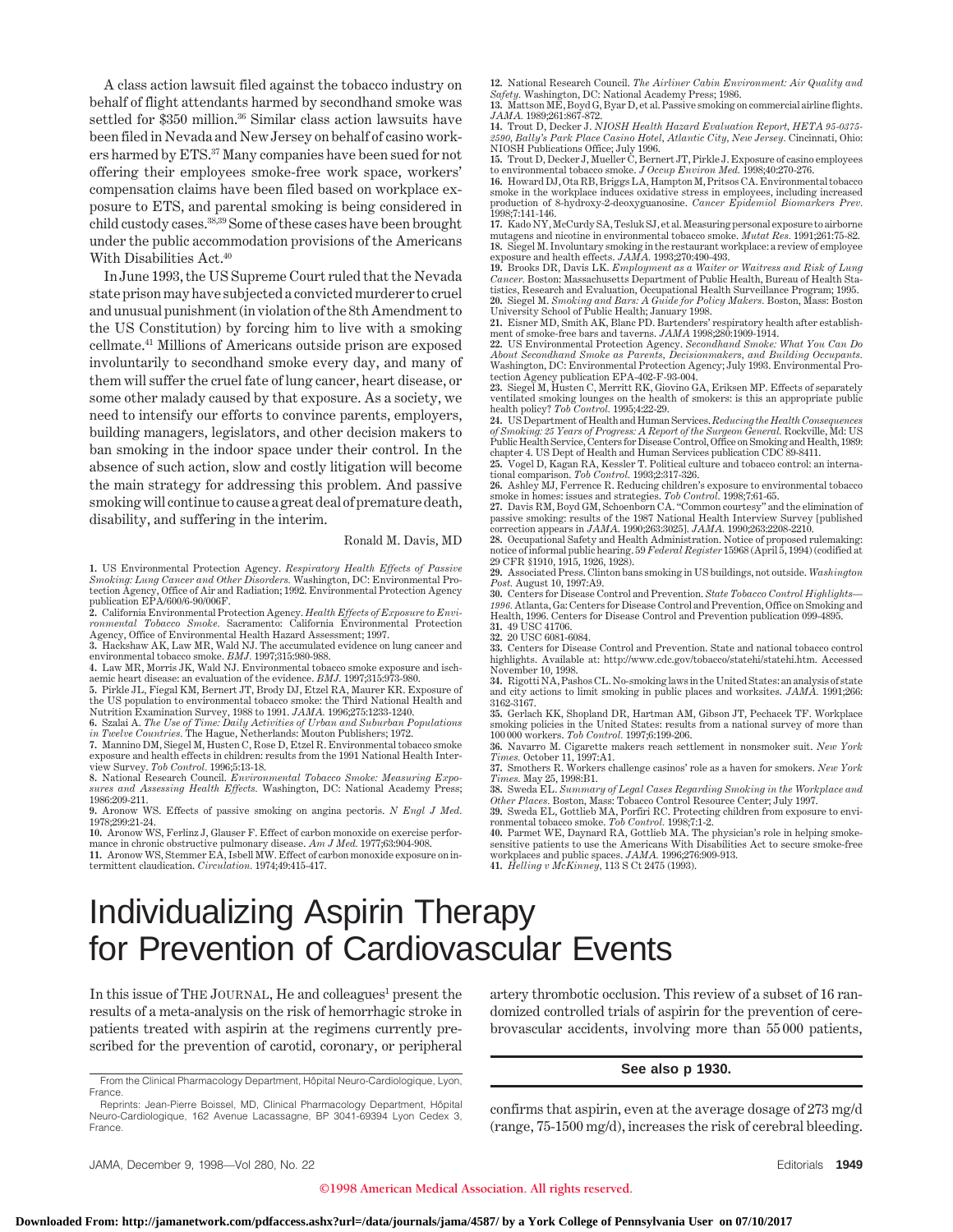A class action lawsuit filed against the tobacco industry on behalf of flight attendants harmed by secondhand smoke was settled for $350 million.[36] Similar class action lawsuits have been filed in Nevada and New Jersey on behalf of casino workers harmed by ETS.[37] Many companies have been sued for not offering their employees smoke-free work space, workers' compensation claims have been filed based on workplace exposure to ETS, and parental smoking is being considered in child custody cases.[38,39] Some of these cases have been brought under the public accommodation provisions of the Americans With Disabilities Act.[40]

In June 1993, the US Supreme Court ruled that the Nevada state prison may have subjected a convicted murderer to cruel and unusual punishment (in violation of the 8th Amendment to the US Constitution) by forcing him to live with a smoking cellmate.[41] Millions of Americans outside prison are exposed involuntarily to secondhand smoke every day, and many of them will suffer the cruel fate of lung cancer, heart disease, or some other malady caused by that exposure. As a society, we need to intensify our efforts to convince parents, employers, building managers, legislators, and other decision makers to ban smoking in the indoor space under their control. In the absence of such action, slow and costly litigation will become the main strategy for addressing this problem. And passive smoking will continue to cause a great deal of premature death, disability, and suffering in the interim.

Ronald M. Davis, MD

1. US Environmental Protection Agency. *Respiratory Health Effects of Passive Smoking: Lung Cancer and Other Disorders.* Washington, DC: Environmental Protection Agency, Office of Air and Radiation; 1992. Environmental Protection Agency publication EPA/600/6-90/006F.
2. California Environmental Protection Agency. *Health Effects of Exposure to Environmental Tobacco Smoke.* Sacramento: California Environmental Protection Agency, Office of Environmental Health Hazard Assessment; 1997.
3. Hackshaw AK, Law MR, Wald NJ. The accumulated evidence on lung cancer and environmental tobacco smoke. *BMJ.* 1997;315:980-988.
4. Law MR, Morris JK, Wald NJ. Environmental tobacco smoke exposure and ischaemic heart disease: an evaluation of the evidence. *BMJ.* 1997;315:973-980.
5. Pirkle JL, Flegal KM, Bernert JT, Brody DJ, Etzel RA, Maurer KR. Exposure of the US population to environmental tobacco smoke: the Third National Health and Nutrition Examination Survey, 1988 to 1991. *JAMA.* 1996;275:1233-1240.
6. Szalai A. *The Use of Time: Daily Activities of Urban and Suburban Populations in Twelve Countries.* The Hague, Netherlands: Mouton Publishers; 1972.
7. Mannino DM, Siegel M, Husten C, Rose D, Etzel R. Environmental tobacco smoke exposure and health effects in children: results from the 1991 National Health Interview Survey. *Tob Control.* 1996;5:13-18.
8. National Research Council. *Environmental Tobacco Smoke: Measuring Exposures and Assessing Health Effects.* Washington, DC: National Academy Press; 1986:209-211.
9. Aronow WS. Effects of passive smoking on angina pectoris. *N Engl J Med.* 1978;299:21-24.
10. Aronow WS, Ferlinz J, Glauser F. Effect of carbon monoxide on exercise performance in chronic obstructive pulmonary disease. *Am J Med.* 1977;63:904-908.
11. Aronow WS, Stemmer EA, Isbell MW. Effect of carbon monoxide exposure on intermittent claudication. *Circulation.* 1974;49:415-417.
12. National Research Council. *The Airliner Cabin Environment: Air Quality and Safety.* Washington, DC: National Academy Press; 1986.
13. Mattson ME, Boyd G, Byar D, et al. Passive smoking on commercial airline flights. *JAMA.* 1989;261:867-872.
14. Trout D, Decker J. *NIOSH Health Hazard Evaluation Report, HETA 95-0375-2590, Bally's Park Place Casino Hotel, Atlantic City, New Jersey.* Cincinnati, Ohio: NIOSH Publications Office; July 1996.
15. Trout D, Decker J, Mueller C, Bernert JT, Pirkle J. Exposure of casino employees to environmental tobacco smoke. *J Occup Environ Med.* 1998;40:270-276.
16. Howard DJ, Ota RB, Briggs LA, Hampton M, Pritsos CA. Environmental tobacco smoke in the workplace induces oxidative stress in employees, including increased production of 8-hydroxy-2-deoxyguanosine. *Cancer Epidemiol Biomarkers Prev.* 1998;7:141-146.
17. Kado NY, McCurdy SA, Tesluk SJ, et al. Measuring personal exposure to airborne mutagens and nicotine in environmental tobacco smoke. *Mutat Res.* 1991;261:75-82.
18. Siegel M. Involuntary smoking in the restaurant workplace: a review of employee exposure and health effects. *JAMA.* 1993;270:490-493.
19. Brooks DR, Davis LK. *Employment as a Waiter or Waitress and Risk of Lung Cancer.* Boston: Massachusetts Department of Public Health, Bureau of Health Statistics, Research and Evaluation, Occupational Health Surveillance Program; 1995.
20. Siegel M. *Smoking and Bars: A Guide for Policy Makers.* Boston, Mass: Boston University School of Public Health; January 1998.
21. Eisner MD, Smith AK, Blanc PD. Bartenders' respiratory health after establishment of smoke-free bars and taverns. *JAMA* 1998;280:1909-1914.
22. US Environmental Protection Agency. *Secondhand Smoke: What You Can Do About Secondhand Smoke as Parents, Decisionmakers, and Building Occupants.* Washington, DC: Environmental Protection Agency; July 1993. Environmental Protection Agency publication EPA-402-F-93-004.
23. Siegel M, Husten C, Merritt RK, Giovino GA, Eriksen MP. Effects of separately ventilated smoking lounges on the health of smokers: is this an appropriate public health policy? *Tob Control.* 1995;4:22-29.
24. US Department of Health and Human Services. *Reducing the Health Consequences of Smoking: 25 Years of Progress: A Report of the Surgeon General.* Rockville, Md: US Public Health Service, Centers for Disease Control, Office on Smoking and Health, 1989: chapter 4. US Dept of Health and Human Services publication CDC 89-8411.
25. Vogel D, Kagan RA, Kessler T. Political culture and tobacco control: an international comparison. *Tob Control.* 1993;2:317-326.
26. Ashley MJ, Ferrence R. Reducing children's exposure to environmental tobacco smoke in homes: issues and strategies. *Tob Control.* 1998;7:61-65.
27. Davis RM, Boyd GM, Schoenborn CA. "Common courtesy" and the elimination of passive smoking: results of the 1987 National Health Interview Survey [published correction appears in *JAMA.* 1990;263:3025]. *JAMA.* 1990;263:2208-2210.
28. Occupational Safety and Health Administration. Notice of proposed rulemaking; notice of informal public hearing. 59 *Federal Register* 15968 (April 5, 1994) (codified at 29 CFR §1910, 1915, 1926, 1928).
29. Associated Press. Clinton bans smoking in US buildings, not outside. *Washington Post.* August 10, 1997:A9.
30. Centers for Disease Control and Prevention. *State Tobacco Control Highlights—1996.* Atlanta, Ga: Centers for Disease Control and Prevention, Office on Smoking and Health, 1996. Centers for Disease Control and Prevention publication 099-4895.
31. 49 USC 41706.
32. 20 USC 6081-6084.
33. Centers for Disease Control and Prevention. State and national tobacco control highlights. Available at: http://www.cdc.gov/tobacco/statehi/statehi.htm. Accessed November 10, 1998.
34. Rigotti NA, Pashos CL. No-smoking laws in the United States: an analysis of state and city actions to limit smoking in public places and worksites. *JAMA.* 1991;266:3162-3167.
35. Gerlach KK, Shopland DR, Hartman AM, Gibson JT, Pechacek TF. Workplace smoking policies in the United States: results from a national survey of more than 100 000 workers. *Tob Control.* 1997;6:199-206.
36. Navarro M. Cigarette makers reach settlement in nonsmoker suit. *New York Times.* October 11, 1997:A1.
37. Smothers R. Workers challenge casinos' role as a haven for smokers. *New York Times.* May 25, 1998:B1.
38. Sweda EL. *Summary of Legal Cases Regarding Smoking in the Workplace and Other Places.* Boston, Mass: Tobacco Control Resource Center; July 1997.
39. Sweda EL, Gottlieb MA, Porfiri RC. Protecting children from exposure to environmental tobacco smoke. *Tob Control.* 1998;7:1-2.
40. Parmet WE, Daynard RA, Gottlieb MA. The physician's role in helping smoke-sensitive patients to use the Americans With Disabilities Act to secure smoke-free workplaces and public spaces. *JAMA.* 1996;276:909-913.
41. *Helling v McKinney*, 113 S Ct 2475 (1993).

# Individualizing Aspirin Therapy for Prevention of Cardiovascular Events

In this issue of THE JOURNAL, He and colleagues[1] present the results of a meta-analysis on the risk of hemorrhagic stroke in patients treated with aspirin at the regimens currently prescribed for the prevention of carotid, coronary, or peripheral artery thrombotic occlusion. This review of a subset of 16 randomized controlled trials of aspirin for the prevention of cerebrovascular accidents, involving more than 55 000 patients,

**See also p 1930.**

confirms that aspirin, even at the average dosage of 273 mg/d (range, 75-1500 mg/d), increases the risk of cerebral bleeding.

From the Clinical Pharmacology Department, Hôpital Neuro-Cardiologique, Lyon, France.

Reprints: Jean-Pierre Boissel, MD, Clinical Pharmacology Department, Hôpital Neuro-Cardiologique, 162 Avenue Lacassagne, BP 3041-69394 Lyon Cedex 3, France.